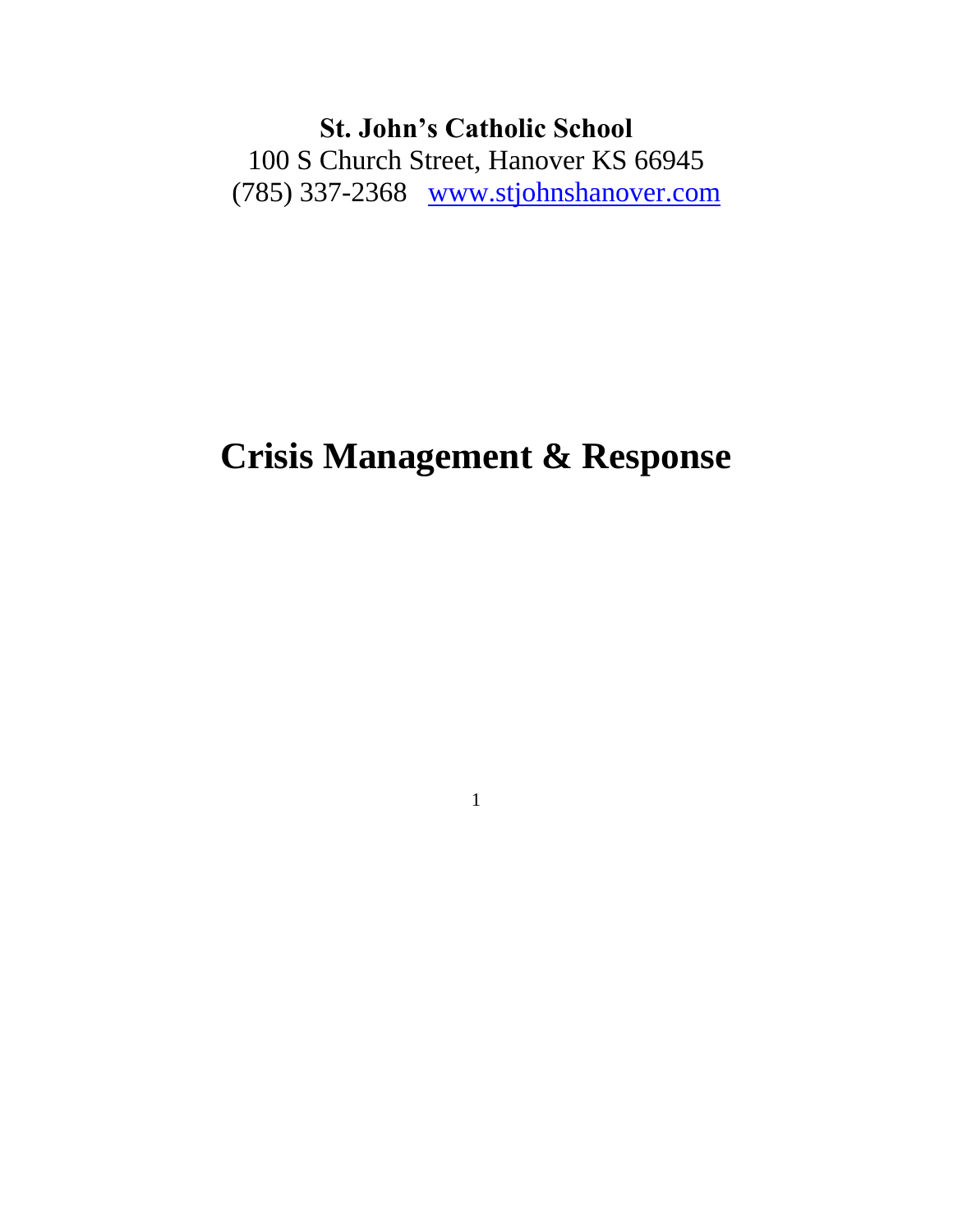**St. John's Catholic School**

100 S Church Street, Hanover KS 66945

(785) 337-2368 [www.stjohnshanover.com](http://www.stjohnshanover.com)

# Crisis Management & Response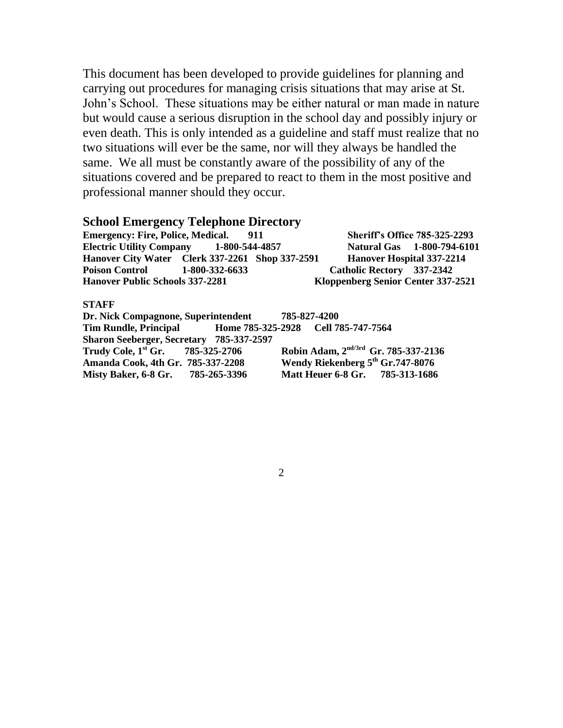This document has been developed to provide guidelines for planning and carrying out procedures for managing crisis situations that may arise at St. John's School. These situations may be either natural or man made in nature but would cause a serious disruption in the school day and possibly injury or even death. This is only intended as a guideline and staff must realize that no two situations will ever be the same, nor will they always be handled the same. We all must be constantly aware of the possibility of any of the situations covered and be prepared to react to them in the most positive and professional manner should they occur.

## School Emergency Telephone Directory

**Emergency: Fire, Police, Medical. 911**
**Sheriff's Office 785-325-2293**
**Electric Utility Company 1-800-544-4857**
**Natural Gas 1-800-794-6101**
**Hanover City Water Clerk 337-2261 Shop 337-2591**
**Hanover Hospital 337-2214**
**Poison Control 1-800-332-6633**
**Catholic Rectory 337-2342**
**Hanover Public Schools 337-2281**
**Kloppenberg Senior Center 337-2521**

**STAFF**

**Dr. Nick Compagnone, Superintendent 785-827-4200**
**Tim Rundle, Principal Home 785-325-2928 Cell 785-747-7564**
**Sharon Seeberger, Secretary 785-337-2597**
**Trudy Cole, 1st Gr. 785-325-2706**
**Robin Adam, 2nd/3rd Gr. 785-337-2136**
**Amanda Cook, 4th Gr. 785-337-2208**
**Wendy Riekenberg 5th Gr.747-8076**
**Misty Baker, 6-8 Gr. 785-265-3396**
**Matt Heuer 6-8 Gr. 785-313-1686**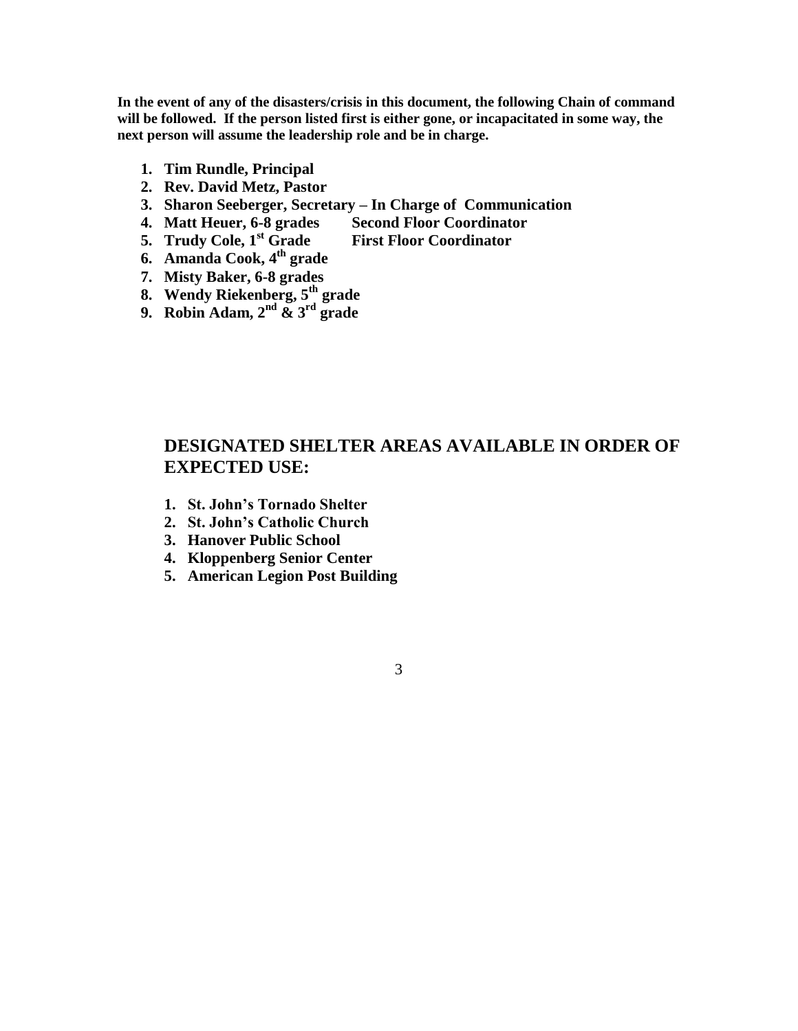**In the event of any of the disasters/crisis in this document, the following Chain of command will be followed. If the person listed first is either gone, or incapacitated in some way, the next person will assume the leadership role and be in charge.**

1. **Tim Rundle, Principal**
2. **Rev. David Metz, Pastor**
3. **Sharon Seeberger, Secretary – In Charge of Communication**
4. **Matt Heuer, 6-8 grades Second Floor Coordinator**
5. **Trudy Cole, 1st Grade First Floor Coordinator**
6. **Amanda Cook, 4th grade**
7. **Misty Baker, 6-8 grades**
8. **Wendy Riekenberg, 5th grade**
9. **Robin Adam, 2nd & 3rd grade**

## DESIGNATED SHELTER AREAS AVAILABLE IN ORDER OF EXPECTED USE:

1. **St. John's Tornado Shelter**
2. **St. John's Catholic Church**
3. **Hanover Public School**
4. **Kloppenberg Senior Center**
5. **American Legion Post Building**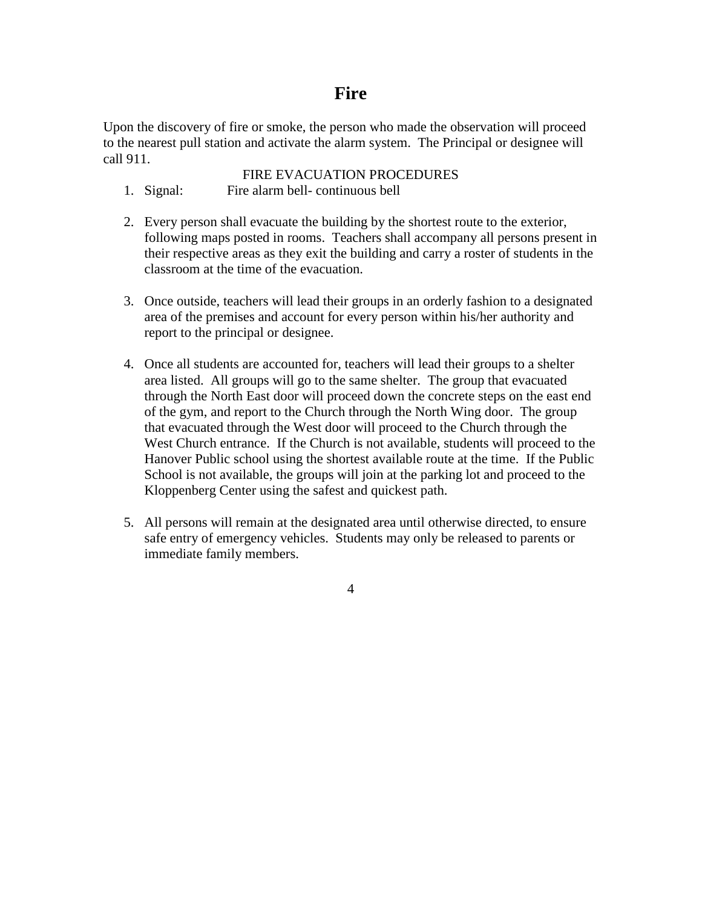# Fire

Upon the discovery of fire or smoke, the person who made the observation will proceed to the nearest pull station and activate the alarm system. The Principal or designee will call 911.

FIRE EVACUATION PROCEDURES

1. Signal: Fire alarm bell- continuous bell

2. Every person shall evacuate the building by the shortest route to the exterior, following maps posted in rooms. Teachers shall accompany all persons present in their respective areas as they exit the building and carry a roster of students in the classroom at the time of the evacuation.

3. Once outside, teachers will lead their groups in an orderly fashion to a designated area of the premises and account for every person within his/her authority and report to the principal or designee.

4. Once all students are accounted for, teachers will lead their groups to a shelter area listed. All groups will go to the same shelter. The group that evacuated through the North East door will proceed down the concrete steps on the east end of the gym, and report to the Church through the North Wing door. The group that evacuated through the West door will proceed to the Church through the West Church entrance. If the Church is not available, students will proceed to the Hanover Public school using the shortest available route at the time. If the Public School is not available, the groups will join at the parking lot and proceed to the Kloppenberg Center using the safest and quickest path.

5. All persons will remain at the designated area until otherwise directed, to ensure safe entry of emergency vehicles. Students may only be released to parents or immediate family members.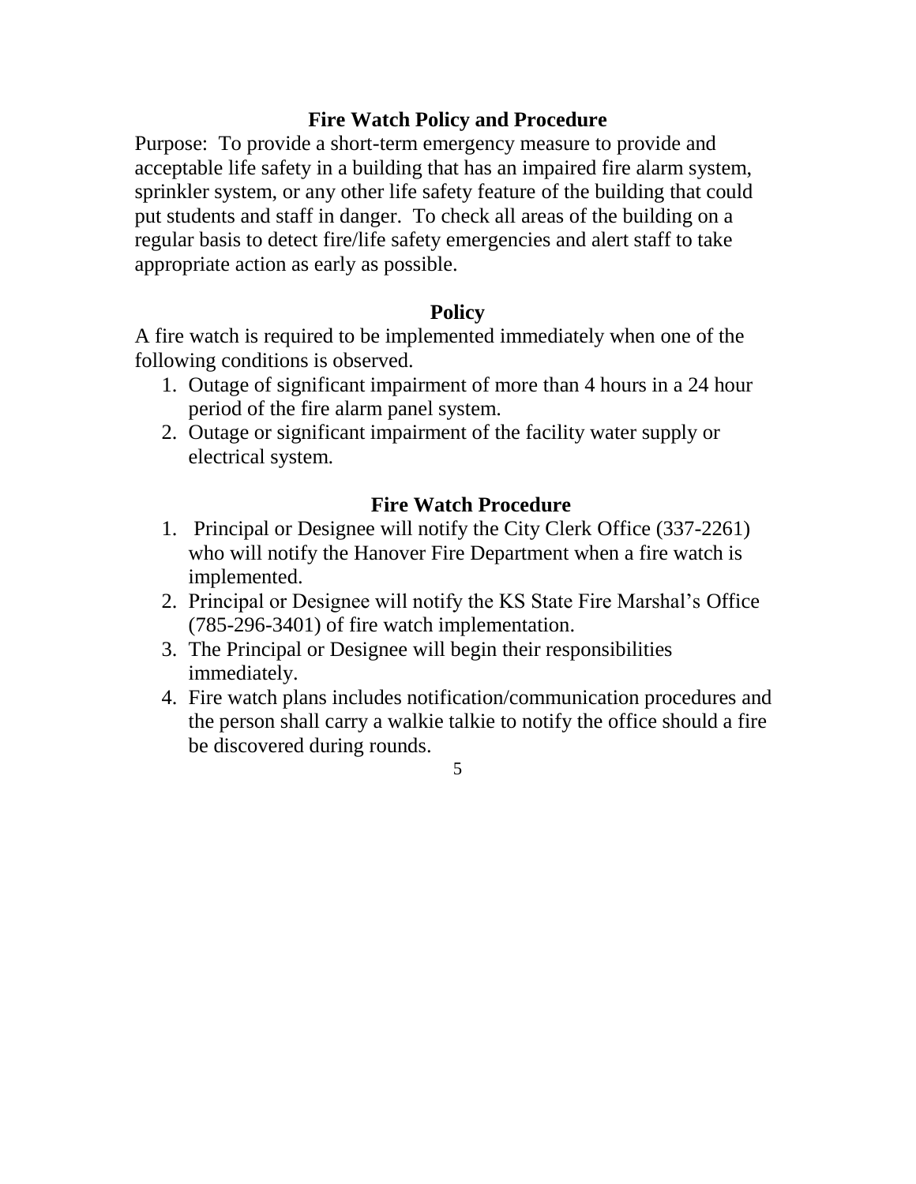## Fire Watch Policy and Procedure

Purpose: To provide a short-term emergency measure to provide and acceptable life safety in a building that has an impaired fire alarm system, sprinkler system, or any other life safety feature of the building that could put students and staff in danger. To check all areas of the building on a regular basis to detect fire/life safety emergencies and alert staff to take appropriate action as early as possible.

### Policy

A fire watch is required to be implemented immediately when one of the following conditions is observed.

1. Outage of significant impairment of more than 4 hours in a 24 hour period of the fire alarm panel system.
2. Outage or significant impairment of the facility water supply or electrical system.

### Fire Watch Procedure

1. Principal or Designee will notify the City Clerk Office (337-2261) who will notify the Hanover Fire Department when a fire watch is implemented.
2. Principal or Designee will notify the KS State Fire Marshal's Office (785-296-3401) of fire watch implementation.
3. The Principal or Designee will begin their responsibilities immediately.
4. Fire watch plans includes notification/communication procedures and the person shall carry a walkie talkie to notify the office should a fire be discovered during rounds.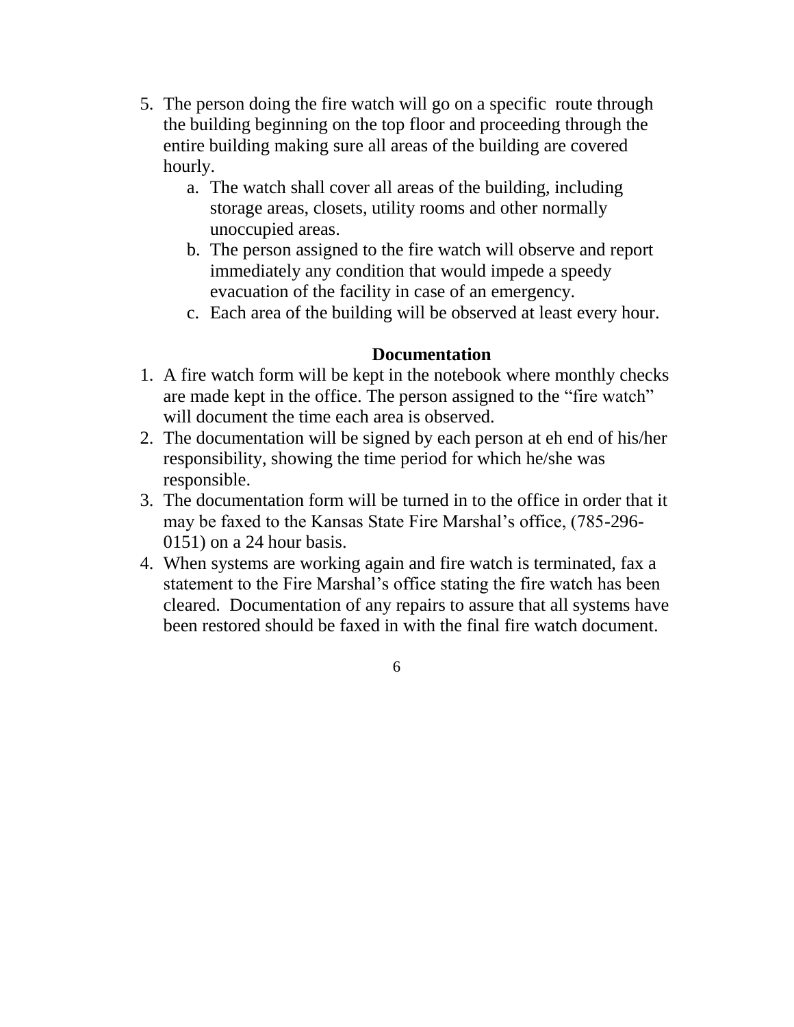5. The person doing the fire watch will go on a specific route through the building beginning on the top floor and proceeding through the entire building making sure all areas of the building are covered hourly.
   a. The watch shall cover all areas of the building, including storage areas, closets, utility rooms and other normally unoccupied areas.
   b. The person assigned to the fire watch will observe and report immediately any condition that would impede a speedy evacuation of the facility in case of an emergency.
   c. Each area of the building will be observed at least every hour.

**Documentation**

1. A fire watch form will be kept in the notebook where monthly checks are made kept in the office. The person assigned to the "fire watch" will document the time each area is observed.
2. The documentation will be signed by each person at eh end of his/her responsibility, showing the time period for which he/she was responsible.
3. The documentation form will be turned in to the office in order that it may be faxed to the Kansas State Fire Marshal's office, (785-296-0151) on a 24 hour basis.
4. When systems are working again and fire watch is terminated, fax a statement to the Fire Marshal's office stating the fire watch has been cleared. Documentation of any repairs to assure that all systems have been restored should be faxed in with the final fire watch document.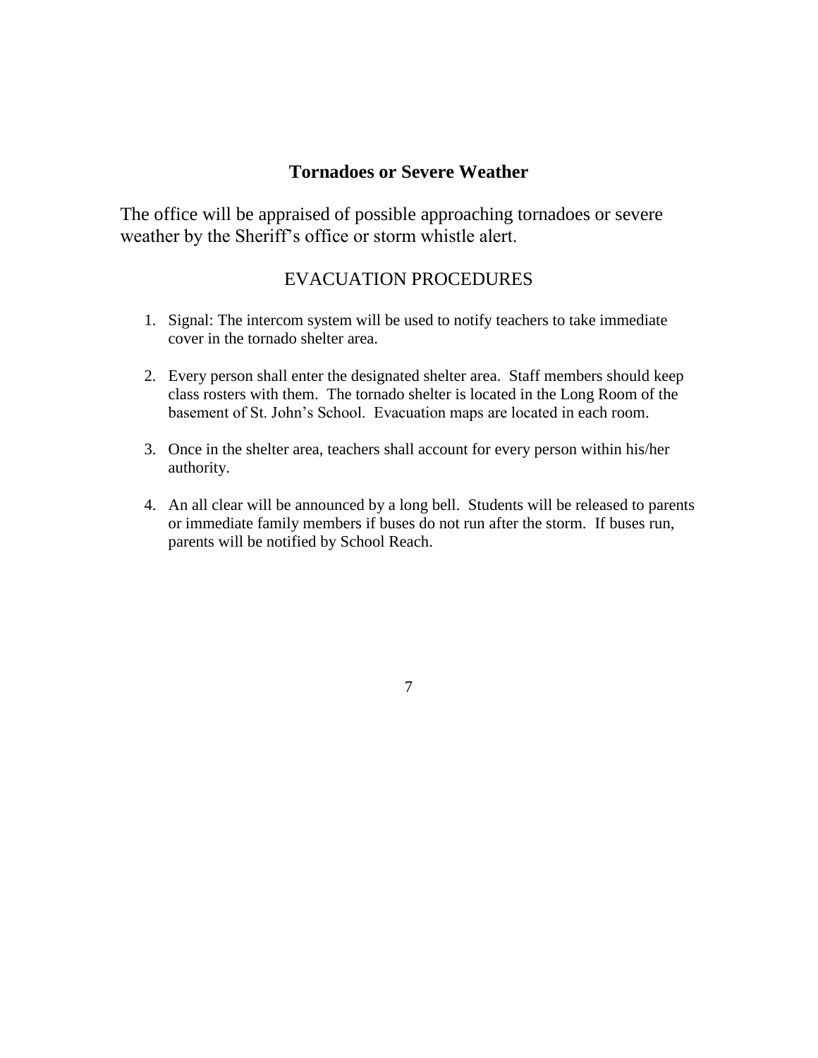## Tornadoes or Severe Weather

The office will be appraised of possible approaching tornadoes or severe weather by the Sheriff's office or storm whistle alert.

### EVACUATION PROCEDURES

1. Signal: The intercom system will be used to notify teachers to take immediate cover in the tornado shelter area.

2. Every person shall enter the designated shelter area. Staff members should keep class rosters with them. The tornado shelter is located in the Long Room of the basement of St. John's School. Evacuation maps are located in each room.

3. Once in the shelter area, teachers shall account for every person within his/her authority.

4. An all clear will be announced by a long bell. Students will be released to parents or immediate family members if buses do not run after the storm. If buses run, parents will be notified by School Reach.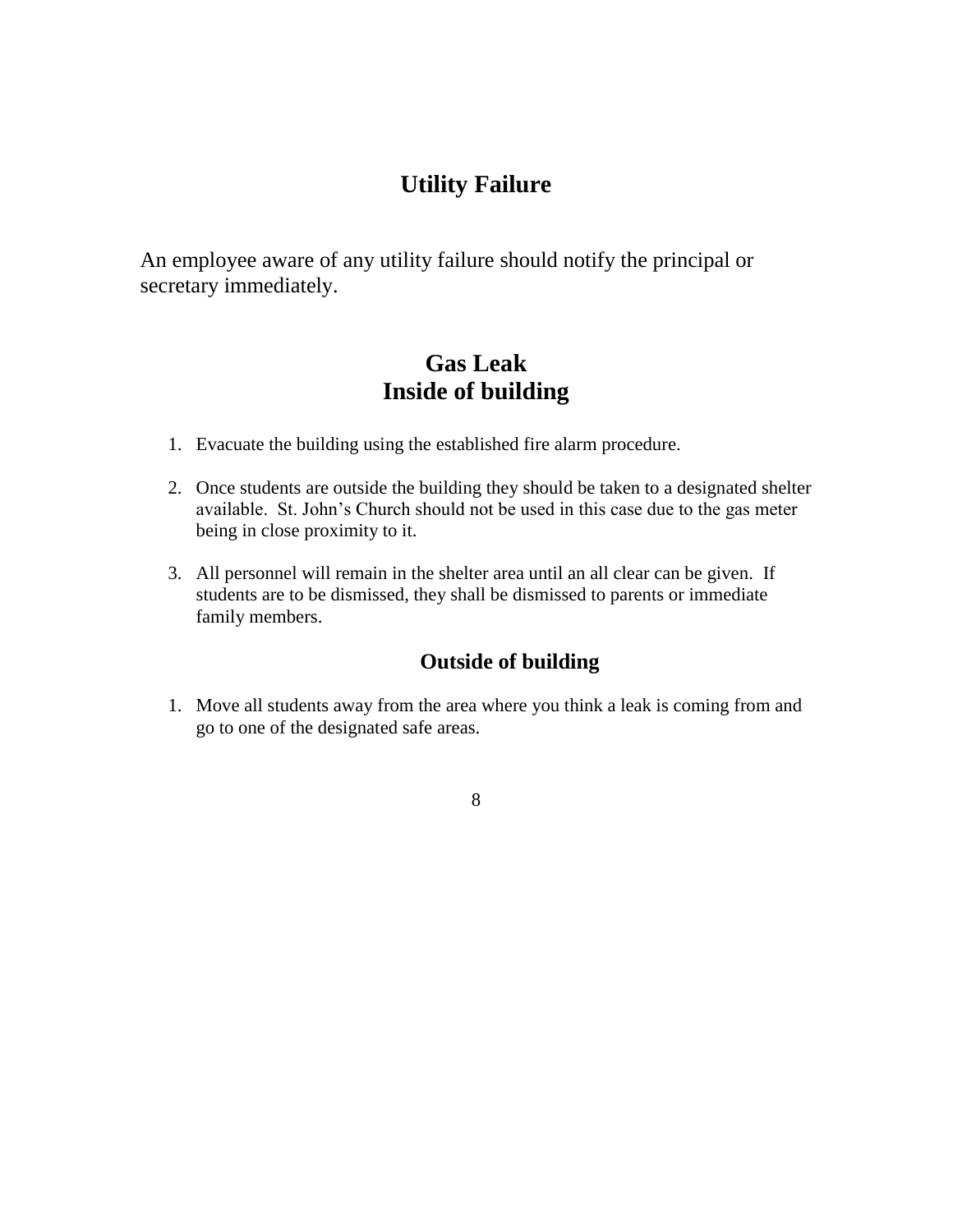## Utility Failure

An employee aware of any utility failure should notify the principal or secretary immediately.

## Gas Leak
## Inside of building

1. Evacuate the building using the established fire alarm procedure.

2. Once students are outside the building they should be taken to a designated shelter available. St. John's Church should not be used in this case due to the gas meter being in close proximity to it.

3. All personnel will remain in the shelter area until an all clear can be given. If students are to be dismissed, they shall be dismissed to parents or immediate family members.

### Outside of building

1. Move all students away from the area where you think a leak is coming from and go to one of the designated safe areas.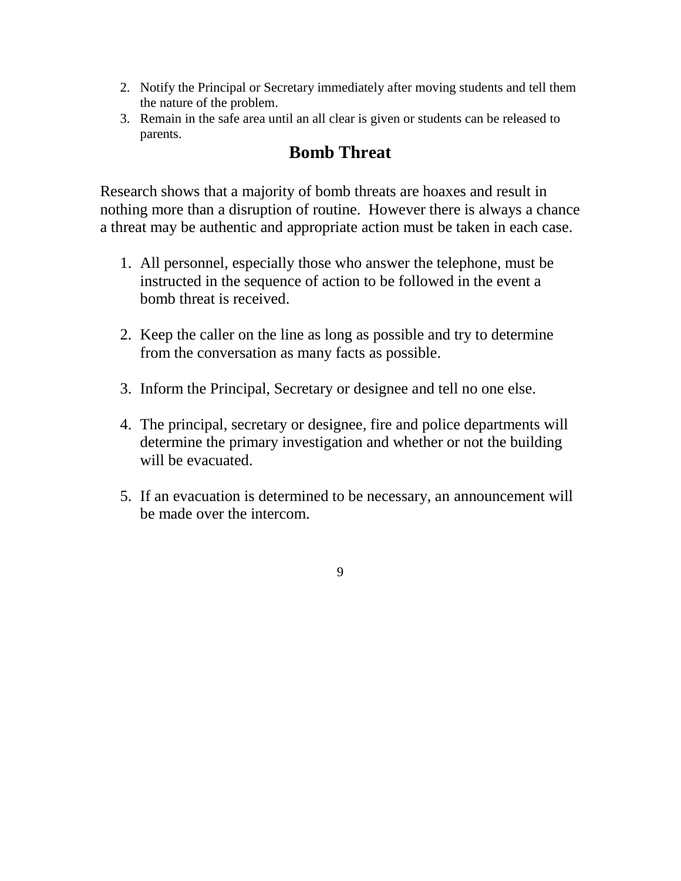2. Notify the Principal or Secretary immediately after moving students and tell them the nature of the problem.
3. Remain in the safe area until an all clear is given or students can be released to parents.

## Bomb Threat

Research shows that a majority of bomb threats are hoaxes and result in nothing more than a disruption of routine. However there is always a chance a threat may be authentic and appropriate action must be taken in each case.

1. All personnel, especially those who answer the telephone, must be instructed in the sequence of action to be followed in the event a bomb threat is received.

2. Keep the caller on the line as long as possible and try to determine from the conversation as many facts as possible.

3. Inform the Principal, Secretary or designee and tell no one else.

4. The principal, secretary or designee, fire and police departments will determine the primary investigation and whether or not the building will be evacuated.

5. If an evacuation is determined to be necessary, an announcement will be made over the intercom.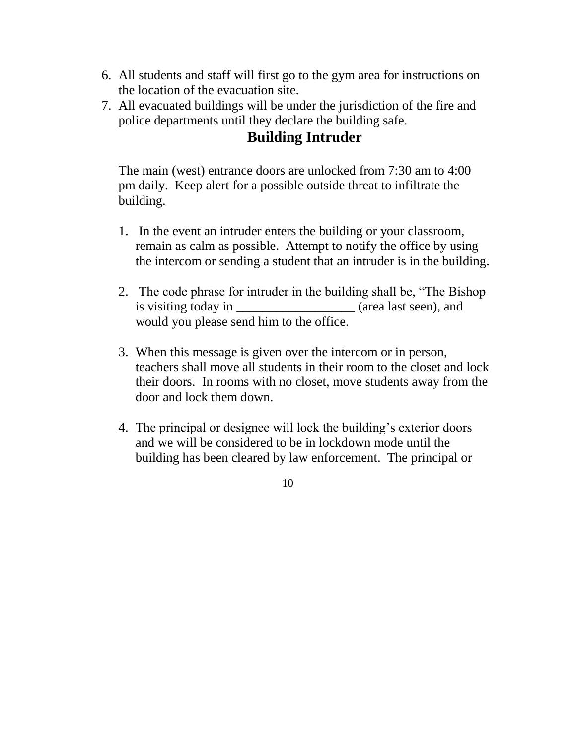6. All students and staff will first go to the gym area for instructions on the location of the evacuation site.
7. All evacuated buildings will be under the jurisdiction of the fire and police departments until they declare the building safe.

## Building Intruder

The main (west) entrance doors are unlocked from 7:30 am to 4:00 pm daily. Keep alert for a possible outside threat to infiltrate the building.

1. In the event an intruder enters the building or your classroom, remain as calm as possible. Attempt to notify the office by using the intercom or sending a student that an intruder is in the building.

2. The code phrase for intruder in the building shall be, "The Bishop is visiting today in __________________ (area last seen), and would you please send him to the office.

3. When this message is given over the intercom or in person, teachers shall move all students in their room to the closet and lock their doors. In rooms with no closet, move students away from the door and lock them down.

4. The principal or designee will lock the building's exterior doors and we will be considered to be in lockdown mode until the building has been cleared by law enforcement. The principal or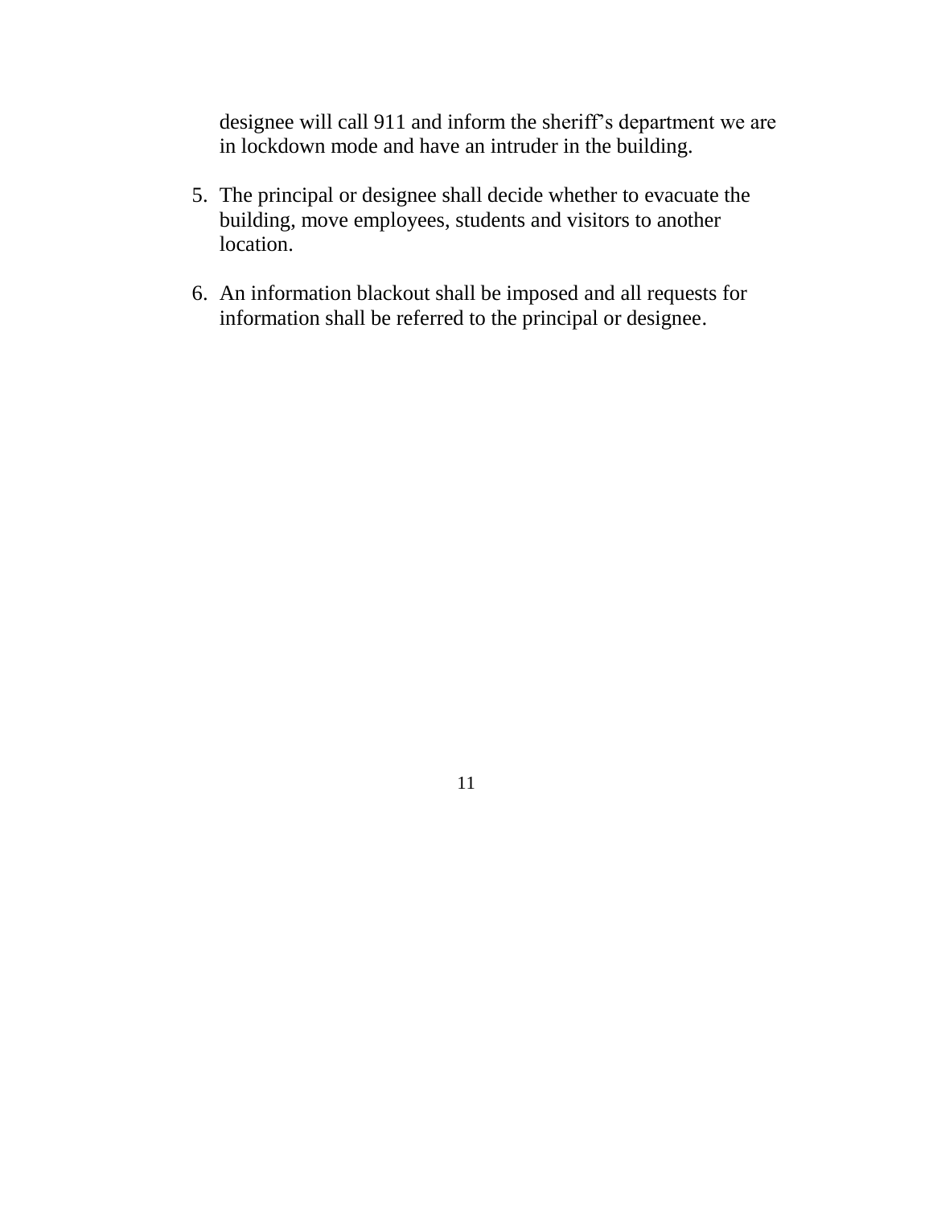designee will call 911 and inform the sheriff's department we are in lockdown mode and have an intruder in the building.

5. The principal or designee shall decide whether to evacuate the building, move employees, students and visitors to another location.

6. An information blackout shall be imposed and all requests for information shall be referred to the principal or designee.